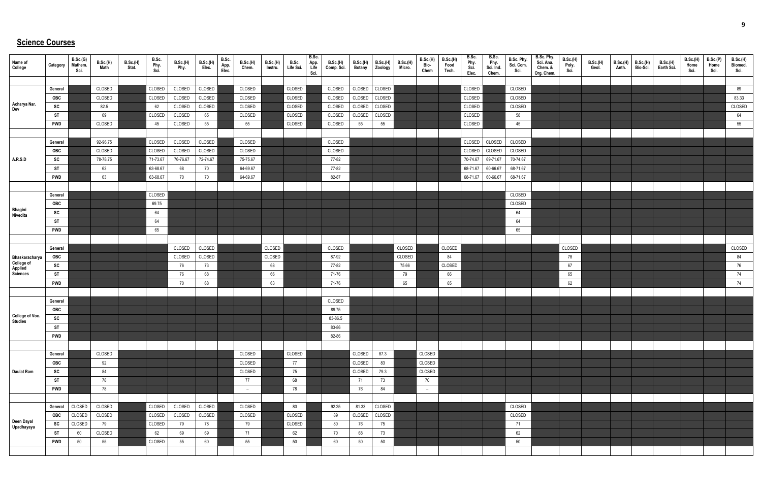## Science Courses

| Name of College | Category | B.Sc.(G) Mathem. Sci. | B.Sc.(H) Math | B.Sc.(H) Stat. | B.Sc. Phy. Sci. | B.Sc.(H) Phy. | B.Sc.(H) Elec. | B.Sc. App. Elec. | B.Sc.(H) Chem. | B.Sc.(H) Instru. | B.Sc. Life Sci. | B.Sc. App. Life Sci. | B.Sc.(H) Comp. Sci. | B.Sc.(H) Botany | B.Sc.(H) Zoology | B.Sc.(H) Micro. | B.Sc.(H) Bio-Chem | B.Sc.(H) Food Tech. | B.Sc. Phy. Sci. Elec. | B.Sc. Phy. Sci. Ind. Chem. | B.Sc. Phy. Sci. Com. Sci. | B.Sc. Phy. Sci. Ana. Chem. & Org. Chem. | B.Sc.(H) Poly. Sci. | B.Sc.(H) Geol. | B.Sc.(H) Anth. | B.Sc.(H) Bio-Sci. | B.Sc.(H) Earth Sci. | B.Sc.(H) Home Sci. | B.Sc.(P) Home Sci. | B.Sc.(H) Biomed. Sci. |
|---|---|---|---|---|---|---|---|---|---|---|---|---|---|---|---|---|---|---|---|---|---|---|---|---|---|---|---|---|---|---|
| Acharya Nar. Dev | General | | CLOSED | | CLOSED | CLOSED | CLOSED | | CLOSED | | CLOSED | | CLOSED | CLOSED | CLOSED | | | | CLOSED | | CLOSED | | | | | | | | | 89 |
| | OBC | | CLOSED | | CLOSED | CLOSED | CLOSED | | CLOSED | | CLOSED | | CLOSED | CLOSED | CLOSED | | | | CLOSED | | CLOSED | | | | | | | | | 83.33 |
| | SC | | 82.5 | | 62 | CLOSED | CLOSED | | CLOSED | | CLOSED | | CLOSED | CLOSED | CLOSED | | | | CLOSED | | CLOSED | | | | | | | | | CLOSED |
| | ST | | 69 | | CLOSED | CLOSED | 65 | | CLOSED | | CLOSED | | CLOSED | CLOSED | CLOSED | | | | CLOSED | | 58 | | | | | | | | | 64 |
| | PWD | | CLOSED | | 45 | CLOSED | 55 | | 55 | | CLOSED | | CLOSED | 55 | 55 | | | | CLOSED | | 45 | | | | | | | | | 55 |
| A.R.S.D | General | | 92-96.75 | | CLOSED | CLOSED | CLOSED | | CLOSED | | | | CLOSED | | | | | | CLOSED | CLOSED | CLOSED | | | | | | | | | |
| | OBC | | CLOSED | | CLOSED | CLOSED | CLOSED | | CLOSED | | | | CLOSED | | | | | | CLOSED | CLOSED | CLOSED | | | | | | | | | |
| | SC | | 78-78.75 | | 71-73.67 | 76-76.67 | 72-74.67 | | 75-75.67 | | | | 77-82 | | | | | | 70-74.67 | 69-71.67 | 70-74.67 | | | | | | | | | |
| | ST | | 63 | | 63-68.67 | 68 | 70 | | 64-69.67 | | | | 77-82 | | | | | | 68-71.67 | 60-66.67 | 68-71.67 | | | | | | | | | |
| | PWD | | 63 | | 63-68.67 | 70 | 70 | | 64-69.67 | | | | 82-87 | | | | | | 68-71.67 | 60-66.67 | 68-71.67 | | | | | | | | | |
| Bhagini Nivedita | General | | | | CLOSED | | | | | | | | | | | | | | | | CLOSED | | | | | | | | | |
| | OBC | | | | 69.75 | | | | | | | | | | | | | | | | CLOSED | | | | | | | | | |
| | SC | | | | 64 | | | | | | | | | | | | | | | | 64 | | | | | | | | | |
| | ST | | | | 64 | | | | | | | | | | | | | | | | 64 | | | | | | | | | |
| | PWD | | | | 65 | | | | | | | | | | | | | | | | 65 | | | | | | | | | |
| Bhaskaracharya College of Applied Sciences | General | | | | | CLOSED | CLOSED | | | CLOSED | | | CLOSED | | | CLOSED | | CLOSED | | | | | CLOSED | | | | | | | CLOSED |
| | OBC | | | | | CLOSED | CLOSED | | | CLOSED | | | 87-92 | | | CLOSED | | 84 | | | | | 78 | | | | | | | 84 |
| | SC | | | | | 76 | 73 | | | 68 | | | 77-82 | | | 75.66 | | CLOSED | | | | | 67 | | | | | | | 76 |
| | ST | | | | | 76 | 68 | | | 66 | | | 71-76 | | | 79 | | 66 | | | | | 65 | | | | | | | 74 |
| | PWD | | | | | 70 | 68 | | | 63 | | | 71-76 | | | 65 | | 65 | | | | | 62 | | | | | | | 74 |
| College of Voc. Studies | General | | | | | | | | | | | | CLOSED | | | | | | | | | | | | | | | | | |
| | OBC | | | | | | | | | | | | 89.75 | | | | | | | | | | | | | | | | | |
| | SC | | | | | | | | | | | | 83-86.5 | | | | | | | | | | | | | | | | | |
| | ST | | | | | | | | | | | | 83-86 | | | | | | | | | | | | | | | | | |
| | PWD | | | | | | | | | | | | 82-86 | | | | | | | | | | | | | | | | | |
| Daulat Ram | General | | CLOSED | | | | | | CLOSED | | CLOSED | | | CLOSED | 87.3 | | CLOSED | | | | | | | | | | | | | |
| | OBC | | 92 | | | | | | CLOSED | | 77 | | | CLOSED | 83 | | CLOSED | | | | | | | | | | | | | |
| | SC | | 84 | | | | | | CLOSED | | 75 | | | CLOSED | 79.3 | | CLOSED | | | | | | | | | | | | | |
| | ST | | 78 | | | | | | 77 | | 68 | | | 71 | 73 | | 70 | | | | | | | | | | | | | |
| | PWD | | 78 | | | | | | – | | 78 | | | 76 | 84 | | – | | | | | | | | | | | | | |
| Deen Dayal Upadhayaya | General | CLOSED | CLOSED | | CLOSED | CLOSED | CLOSED | | CLOSED | | 80 | | 92.25 | 81.33 | CLOSED | | | | | | CLOSED | | | | | | | | | |
| | OBC | CLOSED | CLOSED | | CLOSED | CLOSED | CLOSED | | CLOSED | | CLOSED | | 89 | CLOSED | CLOSED | | | | | | CLOSED | | | | | | | | | |
| | SC | CLOSED | 79 | | CLOSED | 79 | 78 | | 79 | | CLOSED | | 80 | 76 | 75 | | | | | | 71 | | | | | | | | | |
| | ST | 60 | CLOSED | | 62 | 69 | 69 | | 71 | | 62 | | 70 | 68 | 73 | | | | | | 62 | | | | | | | | | |
| | PWD | 50 | 55 | | CLOSED | 55 | 60 | | 55 | | 50 | | 60 | 50 | 50 | | | | | | 50 | | | | | | | | | |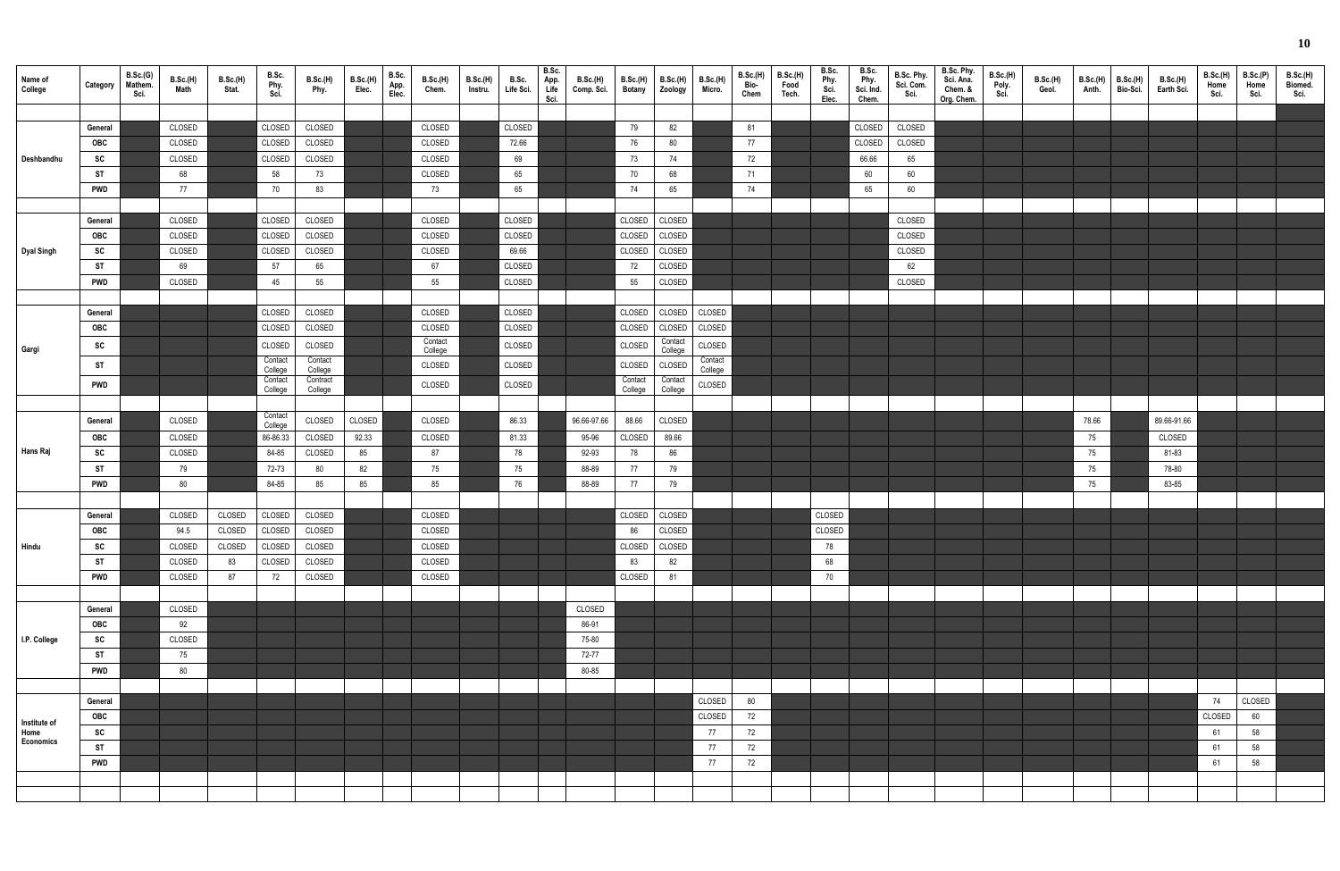| Name of College | Category | B.Sc.(G) Mathem. Sci. | B.Sc.(H) Math | B.Sc.(H) Stat. | B.Sc. Phy. Sci. | B.Sc.(H) Phy. | B.Sc.(H) Elec. | B.Sc. App. Elec. | B.Sc.(H) Chem. | B.Sc.(H) Instru. | B.Sc. Life Sci. | B.Sc. App. Life Sci. | B.Sc.(H) Comp. Sci. | B.Sc.(H) Botany | B.Sc.(H) Zoology | B.Sc.(H) Micro. | B.Sc.(H) Bio-Chem | B.Sc.(H) Food Tech. | B.Sc. Phy. Sci. Elec. | B.Sc. Phy. Sci. Ind. Chem. | B.Sc. Phy. Sci. Com. Sci. | B.Sc. Phy. Sci. Ana. Chem. & Org. Chem. | B.Sc.(H) Poly. Sci. | B.Sc.(H) Geol. | B.Sc.(H) Anth. | B.Sc.(H) Bio-Sci. | B.Sc.(H) Earth Sci. | B.Sc.(H) Home Sci. | B.Sc.(P) Home Sci. | B.Sc.(H) Biomed. Sci. |
|---|---|---|---|---|---|---|---|---|---|---|---|---|---|---|---|---|---|---|---|---|---|---|---|---|---|---|---|---|---|---|
| Deshbandhu | General | | CLOSED | | CLOSED | CLOSED | | | CLOSED | | CLOSED | | | 79 | 82 | | 81 | | | CLOSED | CLOSED | | | | | | | | | |
| | OBC | | CLOSED | | CLOSED | CLOSED | | | CLOSED | | 72.66 | | | 76 | 80 | | 77 | | | CLOSED | CLOSED | | | | | | | | | |
| | SC | | CLOSED | | CLOSED | CLOSED | | | CLOSED | | 69 | | | 73 | 74 | | 72 | | | 66.66 | 65 | | | | | | | | | |
| | ST | | 68 | | 58 | 73 | | | CLOSED | | 65 | | | 70 | 68 | | 71 | | | 60 | 60 | | | | | | | | | |
| | PWD | | 77 | | 70 | 83 | | | 73 | | 65 | | | 74 | 65 | | 74 | | | 65 | 60 | | | | | | | | | |
| Dyal Singh | General | | CLOSED | | CLOSED | CLOSED | | | CLOSED | | CLOSED | | | CLOSED | CLOSED | | | | | | CLOSED | | | | | | | | | |
| | OBC | | CLOSED | | CLOSED | CLOSED | | | CLOSED | | CLOSED | | | CLOSED | CLOSED | | | | | | CLOSED | | | | | | | | | |
| | SC | | CLOSED | | CLOSED | CLOSED | | | CLOSED | | 69.66 | | | CLOSED | CLOSED | | | | | | CLOSED | | | | | | | | | |
| | ST | | 69 | | 57 | 65 | | | 67 | | CLOSED | | | 72 | CLOSED | | | | | | 62 | | | | | | | | | |
| | PWD | | CLOSED | | 45 | 55 | | | 55 | | CLOSED | | | 55 | CLOSED | | | | | | CLOSED | | | | | | | | | |
| Gargi | General | | | | CLOSED | CLOSED | | | CLOSED | | CLOSED | | | CLOSED | CLOSED | CLOSED | | | | | | | | | | | | | | |
| | OBC | | | | CLOSED | CLOSED | | | CLOSED | | CLOSED | | | CLOSED | CLOSED | CLOSED | | | | | | | | | | | | | | |
| | SC | | | | CLOSED | CLOSED | | | Contact College | | CLOSED | | | CLOSED | Contact College | CLOSED | | | | | | | | | | | | | | |
| | ST | | | | Contact College | Contact College | | | CLOSED | | CLOSED | | | CLOSED | CLOSED | Contact College | | | | | | | | | | | | | | |
| | PWD | | | | Contact College | Contract College | | | CLOSED | | CLOSED | | | Contact College | Contact College | CLOSED | | | | | | | | | | | | | | |
| Hans Raj | General | | CLOSED | | Contact College | CLOSED | CLOSED | | CLOSED | | 86.33 | | 96.66-97.66 | 88.66 | CLOSED | | | | | | | | | | 78.66 | | 89.66-91.66 | | | |
| | OBC | | CLOSED | | 86-86.33 | CLOSED | 92.33 | | CLOSED | | 81.33 | | 95-96 | CLOSED | 89.66 | | | | | | | | | | 75 | | CLOSED | | | |
| | SC | | CLOSED | | 84-85 | CLOSED | 85 | | 87 | | 78 | | 92-93 | 78 | 86 | | | | | | | | | | 75 | | 81-83 | | | |
| | ST | | 79 | | 72-73 | 80 | 82 | | 75 | | 75 | | 88-89 | 77 | 79 | | | | | | | | | | 75 | | 78-80 | | | |
| | PWD | | 80 | | 84-85 | 85 | 85 | | 85 | | 76 | | 88-89 | 77 | 79 | | | | | | | | | | 75 | | 83-85 | | | |
| Hindu | General | | CLOSED | CLOSED | CLOSED | CLOSED | | | CLOSED | | | | | CLOSED | CLOSED | | | | CLOSED | | | | | | | | | | | |
| | OBC | | 94.5 | CLOSED | CLOSED | CLOSED | | | CLOSED | | | | | 86 | CLOSED | | | | CLOSED | | | | | | | | | | | |
| | SC | | CLOSED | CLOSED | CLOSED | CLOSED | | | CLOSED | | | | | CLOSED | CLOSED | | | | 78 | | | | | | | | | | | |
| | ST | | CLOSED | 83 | CLOSED | CLOSED | | | CLOSED | | | | | 83 | 82 | | | | 68 | | | | | | | | | | | |
| | PWD | | CLOSED | 87 | 72 | CLOSED | | | CLOSED | | | | | CLOSED | 81 | | | | 70 | | | | | | | | | | | |
| I.P. College | General | | CLOSED | | | | | | | | | | CLOSED | | | | | | | | | | | | | | | | | |
| | OBC | | 92 | | | | | | | | | | 86-91 | | | | | | | | | | | | | | | | | |
| | SC | | CLOSED | | | | | | | | | | 75-80 | | | | | | | | | | | | | | | | | |
| | ST | | 75 | | | | | | | | | | 72-77 | | | | | | | | | | | | | | | | | |
| | PWD | | 80 | | | | | | | | | | 80-85 | | | | | | | | | | | | | | | | | |
| Institute of Home Economics | General | | | | | | | | | | | | | | | CLOSED | 80 | | | | | | | | | | | 74 | CLOSED | |
| | OBC | | | | | | | | | | | | | | | CLOSED | 72 | | | | | | | | | | | CLOSED | 60 | |
| | SC | | | | | | | | | | | | | | | 77 | 72 | | | | | | | | | | | 61 | 58 | |
| | ST | | | | | | | | | | | | | | | 77 | 72 | | | | | | | | | | | 61 | 58 | |
| | PWD | | | | | | | | | | | | | | | 77 | 72 | | | | | | | | | | | 61 | 58 | |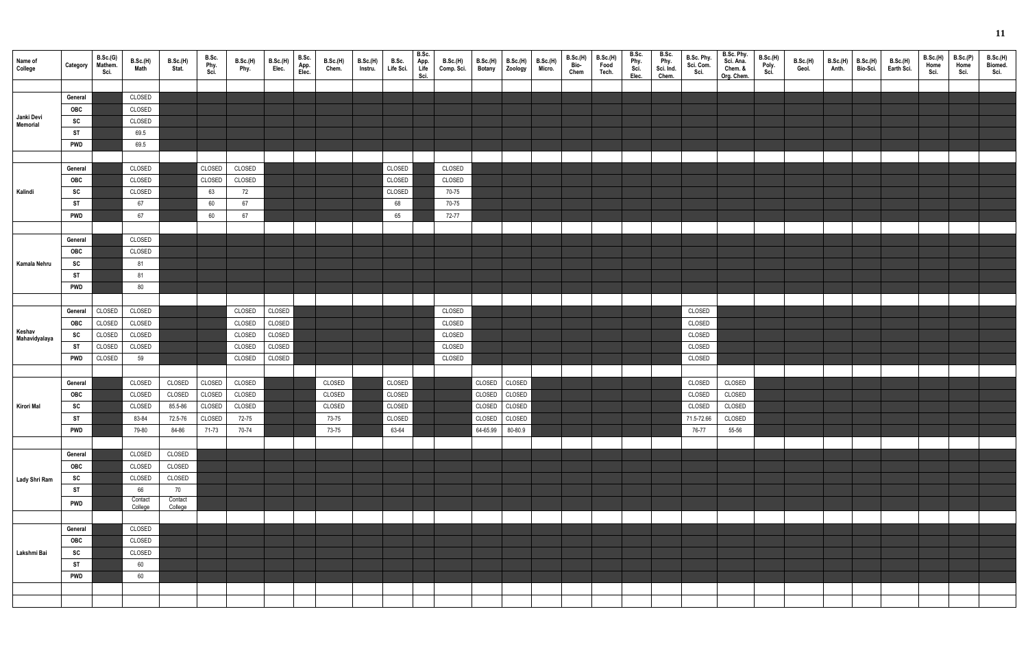| Name of College | Category | B.Sc.(G) Mathem. Sci. | B.Sc.(H) Math | B.Sc.(H) Stat. | B.Sc. Phy. Sci. | B.Sc.(H) Phy. | B.Sc.(H) Elec. | B.Sc. App. Elec. | B.Sc.(H) Chem. | B.Sc.(H) Instru. | B.Sc. Life Sci. | B.Sc. App. Life Sci. | B.Sc.(H) Comp. Sci. | B.Sc.(H) Botany | B.Sc.(H) Zoology | B.Sc.(H) Micro. | B.Sc.(H) Bio-Chem | B.Sc.(H) Food Tech. | B.Sc. Phy. Sci. Elec. | B.Sc. Phy. Sci. Ind. Chem. | B.Sc. Phy. Sci. Com. Sci. | B.Sc. Phy. Sci. Ana. Chem. & Org. Chem. | B.Sc.(H) Poly. Sci. | B.Sc.(H) Geol. | B.Sc.(H) Anth. | B.Sc.(H) Bio-Sci. | B.Sc.(H) Earth Sci. | B.Sc.(H) Home Sci. | B.Sc.(P) Home Sci. | B.Sc.(H) Biomed. Sci. |
|---|---|---|---|---|---|---|---|---|---|---|---|---|---|---|---|---|---|---|---|---|---|---|---|---|---|---|---|---|---|---|
| Janki Devi Memorial | General | | CLOSED | | | | | | | | | | | | | | | | | | | | | | | | | | | |
| | OBC | | CLOSED | | | | | | | | | | | | | | | | | | | | | | | | | | | |
| | SC | | CLOSED | | | | | | | | | | | | | | | | | | | | | | | | | | | |
| | ST | | 69.5 | | | | | | | | | | | | | | | | | | | | | | | | | | | |
| | PWD | | 69.5 | | | | | | | | | | | | | | | | | | | | | | | | | | | |
| Kalindi | General | | CLOSED | | CLOSED | CLOSED | | | | | CLOSED | | CLOSED | | | | | | | | | | | | | | | | | |
| | OBC | | CLOSED | | CLOSED | CLOSED | | | | | CLOSED | | CLOSED | | | | | | | | | | | | | | | | | |
| | SC | | CLOSED | | 63 | 72 | | | | | CLOSED | | 70-75 | | | | | | | | | | | | | | | | | |
| | ST | | 67 | | 60 | 67 | | | | | 68 | | 70-75 | | | | | | | | | | | | | | | | | |
| | PWD | | 67 | | 60 | 67 | | | | | 65 | | 72-77 | | | | | | | | | | | | | | | | | |
| Kamala Nehru | General | | CLOSED | | | | | | | | | | | | | | | | | | | | | | | | | | | |
| | OBC | | CLOSED | | | | | | | | | | | | | | | | | | | | | | | | | | | |
| | SC | | 81 | | | | | | | | | | | | | | | | | | | | | | | | | | | |
| | ST | | 81 | | | | | | | | | | | | | | | | | | | | | | | | | | | |
| | PWD | | 80 | | | | | | | | | | | | | | | | | | | | | | | | | | | |
| Keshav Mahavidyalaya | General | CLOSED | CLOSED | | | CLOSED | CLOSED | | | | | | CLOSED | | | | | | | | CLOSED | | | | | | | | | |
| | OBC | CLOSED | CLOSED | | | CLOSED | CLOSED | | | | | | CLOSED | | | | | | | | CLOSED | | | | | | | | | |
| | SC | CLOSED | CLOSED | | | CLOSED | CLOSED | | | | | | CLOSED | | | | | | | | CLOSED | | | | | | | | | |
| | ST | CLOSED | CLOSED | | | CLOSED | CLOSED | | | | | | CLOSED | | | | | | | | CLOSED | | | | | | | | | |
| | PWD | CLOSED | 59 | | | CLOSED | CLOSED | | | | | | CLOSED | | | | | | | | CLOSED | | | | | | | | | |
| Kirori Mal | General | | CLOSED | CLOSED | CLOSED | CLOSED | | | CLOSED | | CLOSED | | | CLOSED | CLOSED | | | | | | CLOSED | CLOSED | | | | | | | | |
| | OBC | | CLOSED | CLOSED | CLOSED | CLOSED | | | CLOSED | | CLOSED | | | CLOSED | CLOSED | | | | | | CLOSED | CLOSED | | | | | | | | |
| | SC | | CLOSED | 85.5-86 | CLOSED | CLOSED | | | CLOSED | | CLOSED | | | CLOSED | CLOSED | | | | | | CLOSED | CLOSED | | | | | | | | |
| | ST | | 83-84 | 72.5-76 | CLOSED | 72-75 | | | 73-75 | | CLOSED | | | CLOSED | CLOSED | | | | | | 71.5-72.66 | CLOSED | | | | | | | | |
| | PWD | | 79-80 | 84-86 | 71-73 | 70-74 | | | 73-75 | | 63-64 | | | 64-65.99 | 80-80.9 | | | | | | 76-77 | 55-56 | | | | | | | | |
| Lady Shri Ram | General | | CLOSED | CLOSED | | | | | | | | | | | | | | | | | | | | | | | | | | |
| | OBC | | CLOSED | CLOSED | | | | | | | | | | | | | | | | | | | | | | | | | | |
| | SC | | CLOSED | CLOSED | | | | | | | | | | | | | | | | | | | | | | | | | | |
| | ST | | 66 | 70 | | | | | | | | | | | | | | | | | | | | | | | | | | |
| | PWD | | Contact College | Contact College | | | | | | | | | | | | | | | | | | | | | | | | | | |
| Lakshmi Bai | General | | CLOSED | | | | | | | | | | | | | | | | | | | | | | | | | | | |
| | OBC | | CLOSED | | | | | | | | | | | | | | | | | | | | | | | | | | | |
| | SC | | CLOSED | | | | | | | | | | | | | | | | | | | | | | | | | | | |
| | ST | | 60 | | | | | | | | | | | | | | | | | | | | | | | | | | | |
| | PWD | | 60 | | | | | | | | | | | | | | | | | | | | | | | | | | | |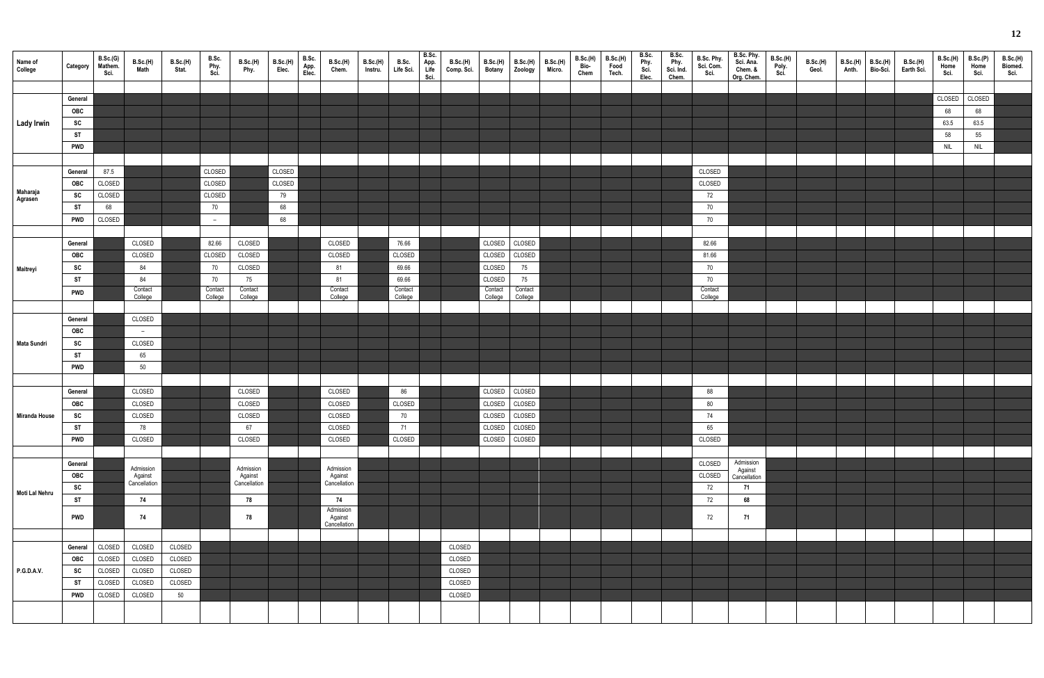| Name of College | Category | B.Sc.(G) Mathem. Sci. | B.Sc.(H) Math | B.Sc.(H) Stat. | B.Sc. Phy. Sci. | B.Sc.(H) Phy. | B.Sc.(H) Elec. | B.Sc. App. Elec. | B.Sc.(H) Chem. | B.Sc.(H) Instru. | B.Sc. Life Sci. | B.Sc. App. Life Sci. | B.Sc.(H) Comp. Sci. | B.Sc.(H) Botany | B.Sc.(H) Zoology | B.Sc.(H) Micro. | B.Sc.(H) Bio-Chem | B.Sc.(H) Food Tech. | B.Sc. Phy. Sci. Elec. | B.Sc. Phy. Sci. Ind. Chem. | B.Sc. Phy. Sci. Com. Sci. | B.Sc. Phy. Sci. Ana. Chem. & Org. Chem. | B.Sc.(H) Poly. Sci. | B.Sc.(H) Geol. | B.Sc.(H) Anth. | B.Sc.(H) Bio-Sci. | B.Sc.(H) Earth Sci. | B.Sc.(H) Home Sci. | B.Sc.(P) Home Sci. | B.Sc.(H) Biomed. Sci. |
|---|---|---|---|---|---|---|---|---|---|---|---|---|---|---|---|---|---|---|---|---|---|---|---|---|---|---|---|---|---|---|
| Lady Irwin | General | | | | | | | | | | | | | | | | | | | | | | | | | | | CLOSED | CLOSED | |
| | OBC | | | | | | | | | | | | | | | | | | | | | | | | | | | 68 | 68 | |
| | SC | | | | | | | | | | | | | | | | | | | | | | | | | | | 63.5 | 63.5 | |
| | ST | | | | | | | | | | | | | | | | | | | | | | | | | | | 58 | 55 | |
| | PWD | | | | | | | | | | | | | | | | | | | | | | | | | | | NIL | NIL | |
| Maharaja Agrasen | General | 87.5 | | | CLOSED | | CLOSED | | | | | | | | | | | | | | CLOSED | | | | | | | | | |
| | OBC | CLOSED | | | CLOSED | | CLOSED | | | | | | | | | | | | | | CLOSED | | | | | | | | | |
| | SC | CLOSED | | | CLOSED | | 79 | | | | | | | | | | | | | | 72 | | | | | | | | | |
| | ST | 68 | | | 70 | | 68 | | | | | | | | | | | | | | 70 | | | | | | | | | |
| | PWD | CLOSED | | | – | | 68 | | | | | | | | | | | | | | 70 | | | | | | | | | |
| Maitreyi | General | | CLOSED | | 82.66 | CLOSED | | | CLOSED | | 76.66 | | | CLOSED | CLOSED | | | | | | 82.66 | | | | | | | | | |
| | OBC | | CLOSED | | CLOSED | CLOSED | | | CLOSED | | CLOSED | | | CLOSED | CLOSED | | | | | | 81.66 | | | | | | | | | |
| | SC | | 84 | | 70 | CLOSED | | | 81 | | 69.66 | | | CLOSED | 75 | | | | | | 70 | | | | | | | | | |
| | ST | | 84 | | 70 | 75 | | | 81 | | 69.66 | | | CLOSED | 75 | | | | | | 70 | | | | | | | | | |
| | PWD | | Contact College | | Contact College | Contact College | | | Contact College | | Contact College | | | Contact College | Contact College | | | | | | Contact College | | | | | | | | | |
| Mata Sundri | General | | CLOSED | | | | | | | | | | | | | | | | | | | | | | | | | | | |
| | OBC | | – | | | | | | | | | | | | | | | | | | | | | | | | | | | |
| | SC | | CLOSED | | | | | | | | | | | | | | | | | | | | | | | | | | | |
| | ST | | 65 | | | | | | | | | | | | | | | | | | | | | | | | | | | |
| | PWD | | 50 | | | | | | | | | | | | | | | | | | | | | | | | | | | |
| Miranda House | General | | CLOSED | | | CLOSED | | | CLOSED | | 86 | | | CLOSED | CLOSED | | | | | | 88 | | | | | | | | | |
| | OBC | | CLOSED | | | CLOSED | | | CLOSED | | CLOSED | | | CLOSED | CLOSED | | | | | | 80 | | | | | | | | | |
| | SC | | CLOSED | | | CLOSED | | | CLOSED | | 70 | | | CLOSED | CLOSED | | | | | | 74 | | | | | | | | | |
| | ST | | 78 | | | 67 | | | CLOSED | | 71 | | | CLOSED | CLOSED | | | | | | 65 | | | | | | | | | |
| | PWD | | CLOSED | | | CLOSED | | | CLOSED | | CLOSED | | | CLOSED | CLOSED | | | | | | CLOSED | | | | | | | | | |
| Moti Lal Nehru | General | | Admission Against Cancellation | | | Admission Against Cancellation | | | Admission Against Cancellation | | | | | | | | | | | | CLOSED | Admission Against Cancellation | | | | | | | | |
| | OBC | | | | | | | | | | | | | | | | | | | | CLOSED | | | | | | | | | |
| | SC | | | | | | | | | | | | | | | | | | | | 72 | 71 | | | | | | | | |
| | ST | | 74 | | | 78 | | | 74 | | | | | | | | | | | | 72 | 68 | | | | | | | | |
| | PWD | | 74 | | | 78 | | | Admission Against Cancellation | | | | | | | | | | | | 72 | 71 | | | | | | | | |
| P.G.D.A.V. | General | CLOSED | CLOSED | CLOSED | | | | | | | | | CLOSED | | | | | | | | | | | | | | | | | |
| | OBC | CLOSED | CLOSED | CLOSED | | | | | | | | | CLOSED | | | | | | | | | | | | | | | | | |
| | SC | CLOSED | CLOSED | CLOSED | | | | | | | | | CLOSED | | | | | | | | | | | | | | | | | |
| | ST | CLOSED | CLOSED | CLOSED | | | | | | | | | CLOSED | | | | | | | | | | | | | | | | | |
| | PWD | CLOSED | CLOSED | 50 | | | | | | | | | CLOSED | | | | | | | | | | | | | | | | | |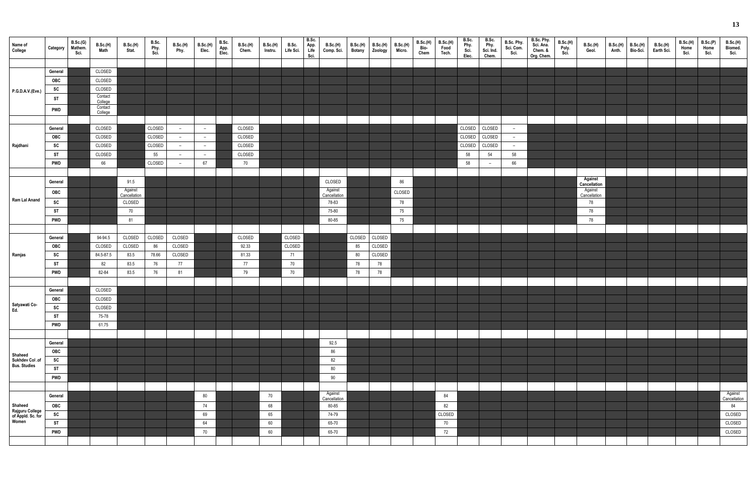| Name of College | Category | B.Sc.(G) Mathem. Sci. | B.Sc.(H) Math | B.Sc.(H) Stat. | B.Sc. Phy. Sci. | B.Sc.(H) Phy. | B.Sc.(H) Elec. | B.Sc. App. Elec. | B.Sc.(H) Chem. | B.Sc.(H) Instru. | B.Sc. Life Sci. | B.Sc. App. Life Sci. | B.Sc.(H) Comp. Sci. | B.Sc.(H) Botany | B.Sc.(H) Zoology | B.Sc.(H) Micro. | B.Sc.(H) Bio-Chem | B.Sc.(H) Food Tech. | B.Sc. Phy. Sci. Elec. | B.Sc. Phy. Sci. Ind. Chem. | B.Sc. Phy. Sci. Com. Sci. | B.Sc. Phy. Sci. Ana. Chem. & Org. Chem. | B.Sc.(H) Poly. Sci. | B.Sc.(H) Geol. | B.Sc.(H) Anth. | B.Sc.(H) Bio-Sci. | B.Sc.(H) Earth Sci. | B.Sc.(H) Home Sci. | B.Sc.(P) Home Sci. | B.Sc.(H) Biomed. Sci. |
|---|---|---|---|---|---|---|---|---|---|---|---|---|---|---|---|---|---|---|---|---|---|---|---|---|---|---|---|---|---|---|
| P.G.D.A.V.(Eve.) | General | | CLOSED | | | | | | | | | | | | | | | | | | | | | | | | | | | |
| | OBC | | CLOSED | | | | | | | | | | | | | | | | | | | | | | | | | | | |
| | SC | | CLOSED | | | | | | | | | | | | | | | | | | | | | | | | | | | |
| | ST | | Contact College | | | | | | | | | | | | | | | | | | | | | | | | | | | |
| | PWD | | Contact College | | | | | | | | | | | | | | | | | | | | | | | | | | | |
| Rajdhani | General | | CLOSED | | CLOSED | – | – | | CLOSED | | | | | | | | | | CLOSED | CLOSED | – | | | | | | | | | |
| | OBC | | CLOSED | | CLOSED | – | – | | CLOSED | | | | | | | | | | CLOSED | CLOSED | – | | | | | | | | | |
| | SC | | CLOSED | | CLOSED | – | – | | CLOSED | | | | | | | | | | CLOSED | CLOSED | – | | | | | | | | | |
| | ST | | CLOSED | | 55 | – | – | | CLOSED | | | | | | | | | | 58 | 54 | 58 | | | | | | | | | |
| | PWD | | 66 | | CLOSED | – | 67 | | 70 | | | | | | | | | | 58 | – | 66 | | | | | | | | | |
| Ram Lal Anand | General | | | 91.5 | | | | | | | | | CLOSED | | | 86 | | | | | | | | Against Cancellation | | | | | | |
| | OBC | | | Against Cancellation | | | | | | | | | Against Cancellation | | | CLOSED | | | | | | | | Against Cancellation | | | | | | |
| | SC | | | CLOSED | | | | | | | | | 78-83 | | | 78 | | | | | | | | 78 | | | | | | |
| | ST | | | 70 | | | | | | | | | 75-80 | | | 75 | | | | | | | | 78 | | | | | | |
| | PWD | | | 81 | | | | | | | | | 80-85 | | | 75 | | | | | | | | 78 | | | | | | |
| Ramjas | General | | 94-94.5 | CLOSED | CLOSED | CLOSED | | | CLOSED | | CLOSED | | | CLOSED | CLOSED | | | | | | | | | | | | | | | |
| | OBC | | CLOSED | CLOSED | 86 | CLOSED | | | 92.33 | | CLOSED | | | 85 | CLOSED | | | | | | | | | | | | | | | |
| | SC | | 84.5-87.5 | 83.5 | 78.66 | CLOSED | | | 81.33 | | 71 | | | 80 | CLOSED | | | | | | | | | | | | | | | |
| | ST | | 82 | 83.5 | 76 | 77 | | | 77 | | 70 | | | 78 | 78 | | | | | | | | | | | | | | | |
| | PWD | | 82-84 | 83.5 | 76 | 81 | | | 79 | | 70 | | | 78 | 78 | | | | | | | | | | | | | | | |
| Satyawati Co-Ed. | General | | CLOSED | | | | | | | | | | | | | | | | | | | | | | | | | | | |
| | OBC | | CLOSED | | | | | | | | | | | | | | | | | | | | | | | | | | | |
| | SC | | CLOSED | | | | | | | | | | | | | | | | | | | | | | | | | | | |
| | ST | | 75-78 | | | | | | | | | | | | | | | | | | | | | | | | | | | |
| | PWD | | 61.75 | | | | | | | | | | | | | | | | | | | | | | | | | | | |
| Shaheed Sukhdev Col .of Bus. Studies | General | | | | | | | | | | | | 92.5 | | | | | | | | | | | | | | | | | |
| | OBC | | | | | | | | | | | | 86 | | | | | | | | | | | | | | | | | |
| | SC | | | | | | | | | | | | 82 | | | | | | | | | | | | | | | | | |
| | ST | | | | | | | | | | | | 80 | | | | | | | | | | | | | | | | | |
| | PWD | | | | | | | | | | | | 90 | | | | | | | | | | | | | | | | | |
| Shaheed Rajguru College of Appld. Sc. for Women | General | | | | | | 80 | | | 70 | | | Against Cancellation | | | | | 84 | | | | | | | | | | | | Against Cancellation |
| | OBC | | | | | | 74 | | | 68 | | | 80-85 | | | | | 82 | | | | | | | | | | | | 84 |
| | SC | | | | | | 69 | | | 65 | | | 74-79 | | | | | CLOSED | | | | | | | | | | | | CLOSED |
| | ST | | | | | | 64 | | | 60 | | | 65-70 | | | | | 70 | | | | | | | | | | | | CLOSED |
| | PWD | | | | | | 70 | | | 60 | | | 65-70 | | | | | 72 | | | | | | | | | | | | CLOSED |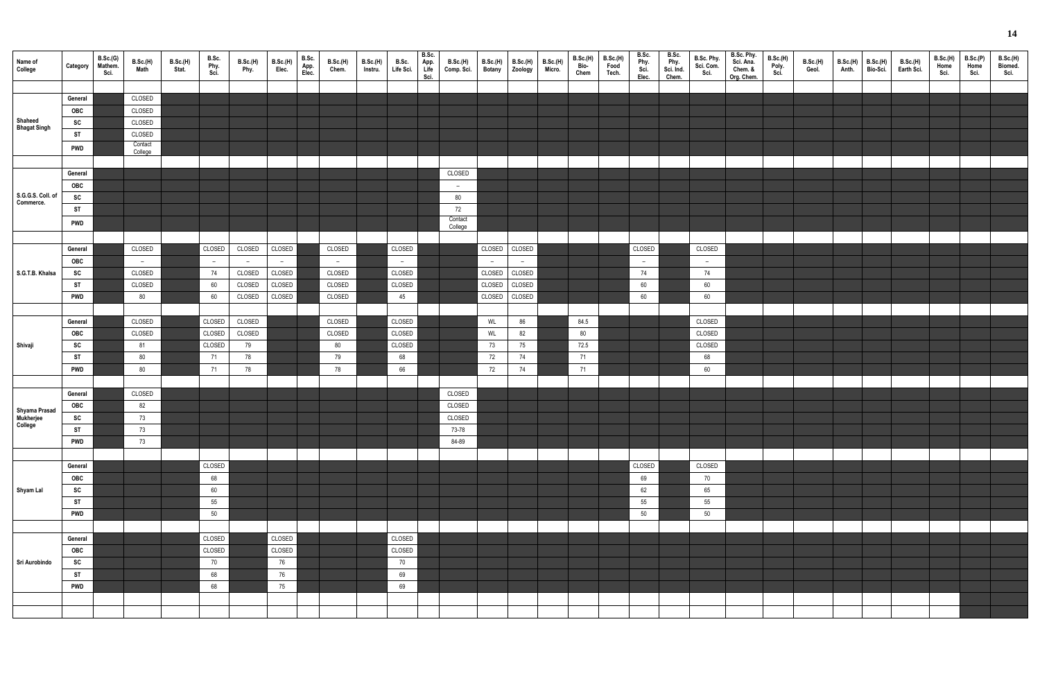| Name of College | Category | B.Sc.(G) Mathem. Sci. | B.Sc.(H) Math | B.Sc.(H) Stat. | B.Sc. Phy. Sci. | B.Sc.(H) Phy. | B.Sc.(H) Elec. | B.Sc. App. Elec. | B.Sc.(H) Chem. | B.Sc.(H) Instru. | B.Sc. Life Sci. | B.Sc. App. Life Sci. | B.Sc.(H) Comp. Sci. | B.Sc.(H) Botany | B.Sc.(H) Zoology | B.Sc.(H) Micro. | B.Sc.(H) Bio-Chem | B.Sc.(H) Food Tech. | B.Sc. Phy. Sci. Elec. | B.Sc. Phy. Sci. Ind. Chem. | B.Sc. Phy. Sci. Com. Sci. | B.Sc. Phy. Sci. Ana. Chem. & Org. Chem. | B.Sc.(H) Poly. Sci. | B.Sc.(H) Geol. | B.Sc.(H) Anth. | B.Sc.(H) Bio-Sci. | B.Sc.(H) Earth Sci. | B.Sc.(H) Home Sci. | B.Sc.(P) Home Sci. | B.Sc.(H) Biomed. Sci. |
|---|---|---|---|---|---|---|---|---|---|---|---|---|---|---|---|---|---|---|---|---|---|---|---|---|---|---|---|---|---|---|
| Shaheed Bhagat Singh | General | | CLOSED | | | | | | | | | | | | | | | | | | | | | | | | | | | |
| | OBC | | CLOSED | | | | | | | | | | | | | | | | | | | | | | | | | | | |
| | SC | | CLOSED | | | | | | | | | | | | | | | | | | | | | | | | | | | |
| | ST | | CLOSED | | | | | | | | | | | | | | | | | | | | | | | | | | | |
| | PWD | | Contact College | | | | | | | | | | | | | | | | | | | | | | | | | | | |
| S.G.G.S. Coll. of Commerce. | General | | | | | | | | | | | | CLOSED | | | | | | | | | | | | | | | | | |
| | OBC | | | | | | | | | | | | – | | | | | | | | | | | | | | | | | |
| | SC | | | | | | | | | | | | 80 | | | | | | | | | | | | | | | | | |
| | ST | | | | | | | | | | | | 72 | | | | | | | | | | | | | | | | | |
| | PWD | | | | | | | | | | | | Contact College | | | | | | | | | | | | | | | | | |
| S.G.T.B. Khalsa | General | | CLOSED | | CLOSED | CLOSED | CLOSED | | CLOSED | | CLOSED | | | CLOSED | CLOSED | | | | CLOSED | | CLOSED | | | | | | | | | |
| | OBC | | – | | – | – | – | | – | | – | | | – | – | | | | – | | – | | | | | | | | | |
| | SC | | CLOSED | | 74 | CLOSED | CLOSED | | CLOSED | | CLOSED | | | CLOSED | CLOSED | | | | 74 | | 74 | | | | | | | | | |
| | ST | | CLOSED | | 60 | CLOSED | CLOSED | | CLOSED | | CLOSED | | | CLOSED | CLOSED | | | | 60 | | 60 | | | | | | | | | |
| | PWD | | 80 | | 60 | CLOSED | CLOSED | | CLOSED | | 45 | | | CLOSED | CLOSED | | | | 60 | | 60 | | | | | | | | | |
| Shivaji | General | | CLOSED | | CLOSED | CLOSED | | | CLOSED | | CLOSED | | | WL | 86 | | 84.5 | | | | CLOSED | | | | | | | | | |
| | OBC | | CLOSED | | CLOSED | CLOSED | | | CLOSED | | CLOSED | | | WL | 82 | | 80 | | | | CLOSED | | | | | | | | | |
| | SC | | 81 | | CLOSED | 79 | | | 80 | | CLOSED | | | 73 | 75 | | 72.5 | | | | CLOSED | | | | | | | | | |
| | ST | | 80 | | 71 | 78 | | | 79 | | 68 | | | 72 | 74 | | 71 | | | | 68 | | | | | | | | | |
| | PWD | | 80 | | 71 | 78 | | | 78 | | 66 | | | 72 | 74 | | 71 | | | | 60 | | | | | | | | | |
| Shyama Prasad Mukherjee College | General | | CLOSED | | | | | | | | | | CLOSED | | | | | | | | | | | | | | | | | |
| | OBC | | 82 | | | | | | | | | | CLOSED | | | | | | | | | | | | | | | | | |
| | SC | | 73 | | | | | | | | | | CLOSED | | | | | | | | | | | | | | | | | |
| | ST | | 73 | | | | | | | | | | 73-78 | | | | | | | | | | | | | | | | | |
| | PWD | | 73 | | | | | | | | | | 84-89 | | | | | | | | | | | | | | | | | |
| Shyam Lal | General | | | | CLOSED | | | | | | | | | | | | | | CLOSED | | CLOSED | | | | | | | | | |
| | OBC | | | | 68 | | | | | | | | | | | | | | 69 | | 70 | | | | | | | | | |
| | SC | | | | 60 | | | | | | | | | | | | | | 62 | | 65 | | | | | | | | | |
| | ST | | | | 55 | | | | | | | | | | | | | | 55 | | 55 | | | | | | | | | |
| | PWD | | | | 50 | | | | | | | | | | | | | | 50 | | 50 | | | | | | | | | |
| Sri Aurobindo | General | | | | CLOSED | | CLOSED | | | | CLOSED | | | | | | | | | | | | | | | | | | | |
| | OBC | | | | CLOSED | | CLOSED | | | | CLOSED | | | | | | | | | | | | | | | | | | | |
| | SC | | | | 70 | | 76 | | | | 70 | | | | | | | | | | | | | | | | | | | |
| | ST | | | | 68 | | 76 | | | | 69 | | | | | | | | | | | | | | | | | | | |
| | PWD | | | | 68 | | 75 | | | | 69 | | | | | | | | | | | | | | | | | | | |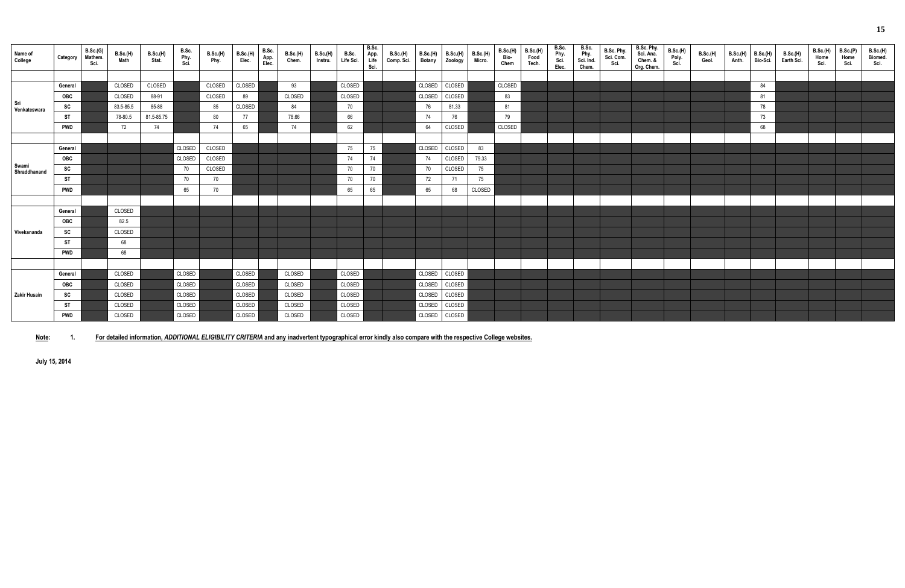| Name of College | Category | B.Sc.(G) Mathem. Sci. | B.Sc.(H) Math | B.Sc.(H) Stat. | B.Sc. Phy. Sci. | B.Sc.(H) Phy. | B.Sc.(H) Elec. | B.Sc. App. Elec. | B.Sc.(H) Chem. | B.Sc.(H) Instru. | B.Sc. Life Sci. | B.Sc. App. Life Sci. | B.Sc.(H) Comp. Sci. | B.Sc.(H) Botany | B.Sc.(H) Zoology | B.Sc.(H) Micro. | B.Sc.(H) Bio-Chem | B.Sc.(H) Food Tech. | B.Sc. Phy. Sci. Elec. | B.Sc. Phy. Sci. Ind. Chem. | B.Sc. Phy. Sci. Com. Sci. | B.Sc. Phy. Sci. Ana. Chem. & Org. Chem. | B.Sc.(H) Poly. Sci. | B.Sc.(H) Geol. | B.Sc.(H) Anth. | B.Sc.(H) Bio-Sci. | B.Sc.(H) Earth Sci. | B.Sc.(H) Home Sci. | B.Sc.(P) Home Sci. | B.Sc.(H) Biomed. Sci. |
|---|---|---|---|---|---|---|---|---|---|---|---|---|---|---|---|---|---|---|---|---|---|---|---|---|---|---|---|---|---|---|
| Sri Venkateswara | General | | CLOSED | CLOSED | | CLOSED | CLOSED | | 93 | | CLOSED | | | CLOSED | CLOSED | | CLOSED | | | | | | | | | 84 | | | | |
| | OBC | | CLOSED | 88-91 | | CLOSED | 89 | | CLOSED | | CLOSED | | | CLOSED | CLOSED | | 83 | | | | | | | | | 81 | | | | |
| | SC | | 83.5-85.5 | 85-88 | | 85 | CLOSED | | 84 | | 70 | | | 76 | 81.33 | | 81 | | | | | | | | | 78 | | | | |
| | ST | | 78-80.5 | 81.5-85.75 | | 80 | 77 | | 78.66 | | 66 | | | 74 | 76 | | 79 | | | | | | | | | 73 | | | | |
| | PWD | | 72 | 74 | | 74 | 65 | | 74 | | 62 | | | 64 | CLOSED | | CLOSED | | | | | | | | | 68 | | | | |
| Swami Shraddhanand | General | | | | CLOSED | CLOSED | | | | | 75 | 75 | | CLOSED | CLOSED | 83 | | | | | | | | | | | | | | |
| | OBC | | | | CLOSED | CLOSED | | | | | 74 | 74 | | 74 | CLOSED | 79.33 | | | | | | | | | | | | | | |
| | SC | | | | 70 | CLOSED | | | | | 70 | 70 | | 70 | CLOSED | 75 | | | | | | | | | | | | | | |
| | ST | | | | 70 | 70 | | | | | 70 | 70 | | 72 | 71 | 75 | | | | | | | | | | | | | | |
| | PWD | | | | 65 | 70 | | | | | 65 | 65 | | 65 | 68 | CLOSED | | | | | | | | | | | | | | |
| Vivekananda | General | | CLOSED | | | | | | | | | | | | | | | | | | | | | | | | | | | |
| | OBC | | 82.5 | | | | | | | | | | | | | | | | | | | | | | | | | | | |
| | SC | | CLOSED | | | | | | | | | | | | | | | | | | | | | | | | | | | |
| | ST | | 68 | | | | | | | | | | | | | | | | | | | | | | | | | | | |
| | PWD | | 68 | | | | | | | | | | | | | | | | | | | | | | | | | | | |
| Zakir Husain | General | | CLOSED | | CLOSED | | CLOSED | | CLOSED | | CLOSED | | | CLOSED | CLOSED | | | | | | | | | | | | | | | |
| | OBC | | CLOSED | | CLOSED | | CLOSED | | CLOSED | | CLOSED | | | CLOSED | CLOSED | | | | | | | | | | | | | | | |
| | SC | | CLOSED | | CLOSED | | CLOSED | | CLOSED | | CLOSED | | | CLOSED | CLOSED | | | | | | | | | | | | | | | |
| | ST | | CLOSED | | CLOSED | | CLOSED | | CLOSED | | CLOSED | | | CLOSED | CLOSED | | | | | | | | | | | | | | | |
| | PWD | | CLOSED | | CLOSED | | CLOSED | | CLOSED | | CLOSED | | | CLOSED | CLOSED | | | | | | | | | | | | | | | |

**Note:** 1. **For detailed information, *ADDITIONAL ELIGIBILITY CRITERIA* and any inadvertent typographical error kindly also compare with the respective College websites.**

**July 15, 2014**